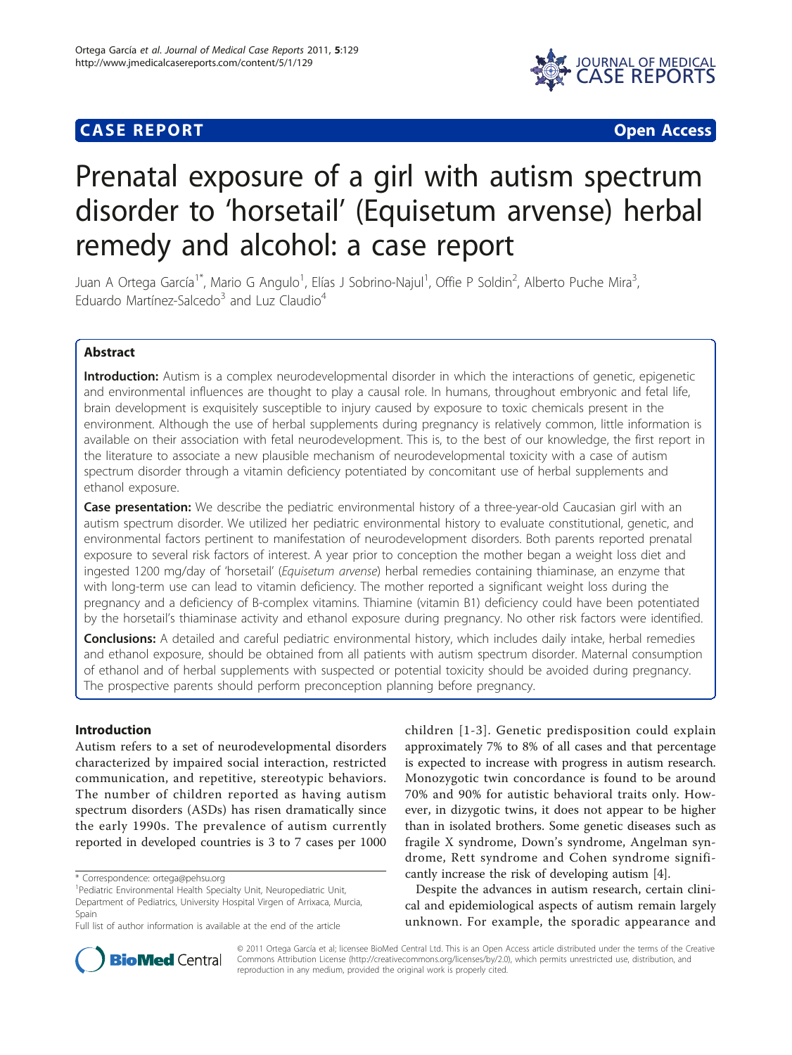CASE REPORT Open Access

# Prenatal exposure of a girl with autism spectrum disorder to 'horsetail' (Equisetum arvense) herbal remedy and alcohol: a case report

Juan A Ortega García[1*], Mario G Angulo[1], Elías J Sobrino-Najul[1], Offie P Soldin[2], Alberto Puche Mira[3], Eduardo Martínez-Salcedo[3] and Luz Claudio[4]

## Abstract

**Introduction:** Autism is a complex neurodevelopmental disorder in which the interactions of genetic, epigenetic and environmental influences are thought to play a causal role. In humans, throughout embryonic and fetal life, brain development is exquisitely susceptible to injury caused by exposure to toxic chemicals present in the environment. Although the use of herbal supplements during pregnancy is relatively common, little information is available on their association with fetal neurodevelopment. This is, to the best of our knowledge, the first report in the literature to associate a new plausible mechanism of neurodevelopmental toxicity with a case of autism spectrum disorder through a vitamin deficiency potentiated by concomitant use of herbal supplements and ethanol exposure.

**Case presentation:** We describe the pediatric environmental history of a three-year-old Caucasian girl with an autism spectrum disorder. We utilized her pediatric environmental history to evaluate constitutional, genetic, and environmental factors pertinent to manifestation of neurodevelopment disorders. Both parents reported prenatal exposure to several risk factors of interest. A year prior to conception the mother began a weight loss diet and ingested 1200 mg/day of 'horsetail' (*Equisetum arvense*) herbal remedies containing thiaminase, an enzyme that with long-term use can lead to vitamin deficiency. The mother reported a significant weight loss during the pregnancy and a deficiency of B-complex vitamins. Thiamine (vitamin B1) deficiency could have been potentiated by the horsetail's thiaminase activity and ethanol exposure during pregnancy. No other risk factors were identified.

**Conclusions:** A detailed and careful pediatric environmental history, which includes daily intake, herbal remedies and ethanol exposure, should be obtained from all patients with autism spectrum disorder. Maternal consumption of ethanol and of herbal supplements with suspected or potential toxicity should be avoided during pregnancy. The prospective parents should perform preconception planning before pregnancy.

## Introduction

Autism refers to a set of neurodevelopmental disorders characterized by impaired social interaction, restricted communication, and repetitive, stereotypic behaviors. The number of children reported as having autism spectrum disorders (ASDs) has risen dramatically since the early 1990s. The prevalence of autism currently reported in developed countries is 3 to 7 cases per 1000 children [1-3]. Genetic predisposition could explain approximately 7% to 8% of all cases and that percentage is expected to increase with progress in autism research. Monozygotic twin concordance is found to be around 70% and 90% for autistic behavioral traits only. However, in dizygotic twins, it does not appear to be higher than in isolated brothers. Some genetic diseases such as fragile X syndrome, Down's syndrome, Angelman syndrome, Rett syndrome and Cohen syndrome significantly increase the risk of developing autism [4].

Despite the advances in autism research, certain clinical and epidemiological aspects of autism remain largely unknown. For example, the sporadic appearance and

\* Correspondence: ortega@pehsu.org

[1]Pediatric Environmental Health Specialty Unit, Neuropediatric Unit, Department of Pediatrics, University Hospital Virgen of Arrixaca, Murcia, Spain

Full list of author information is available at the end of the article

© 2011 Ortega García et al; licensee BioMed Central Ltd. This is an Open Access article distributed under the terms of the Creative Commons Attribution License (http://creativecommons.org/licenses/by/2.0), which permits unrestricted use, distribution, and reproduction in any medium, provided the original work is properly cited.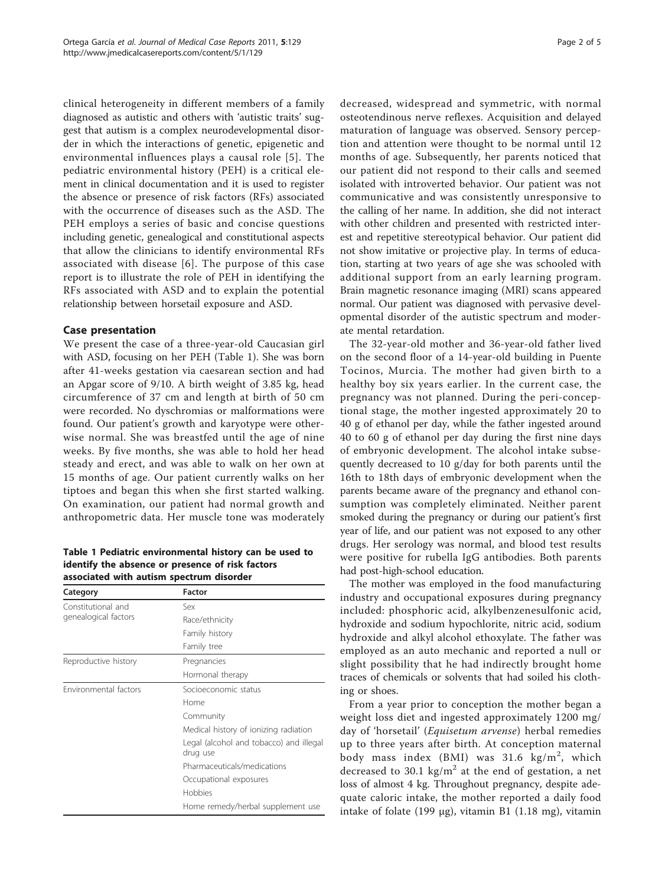clinical heterogeneity in different members of a family diagnosed as autistic and others with 'autistic traits' suggest that autism is a complex neurodevelopmental disorder in which the interactions of genetic, epigenetic and environmental influences plays a causal role [5]. The pediatric environmental history (PEH) is a critical element in clinical documentation and it is used to register the absence or presence of risk factors (RFs) associated with the occurrence of diseases such as the ASD. The PEH employs a series of basic and concise questions including genetic, genealogical and constitutional aspects that allow the clinicians to identify environmental RFs associated with disease [6]. The purpose of this case report is to illustrate the role of PEH in identifying the RFs associated with ASD and to explain the potential relationship between horsetail exposure and ASD.

## Case presentation

We present the case of a three-year-old Caucasian girl with ASD, focusing on her PEH (Table 1). She was born after 41-weeks gestation via caesarean section and had an Apgar score of 9/10. A birth weight of 3.85 kg, head circumference of 37 cm and length at birth of 50 cm were recorded. No dyschromias or malformations were found. Our patient's growth and karyotype were otherwise normal. She was breastfed until the age of nine weeks. By five months, she was able to hold her head steady and erect, and was able to walk on her own at 15 months of age. Our patient currently walks on her tiptoes and began this when she first started walking. On examination, our patient had normal growth and anthropometric data. Her muscle tone was moderately decreased, widespread and symmetric, with normal osteotendinous nerve reflexes. Acquisition and delayed maturation of language was observed. Sensory perception and attention were thought to be normal until 12 months of age. Subsequently, her parents noticed that our patient did not respond to their calls and seemed isolated with introverted behavior. Our patient was not communicative and was consistently unresponsive to the calling of her name. In addition, she did not interact with other children and presented with restricted interest and repetitive stereotypical behavior. Our patient did not show imitative or projective play. In terms of education, starting at two years of age she was schooled with additional support from an early learning program. Brain magnetic resonance imaging (MRI) scans appeared normal. Our patient was diagnosed with pervasive developmental disorder of the autistic spectrum and moderate mental retardation.

**Table 1 Pediatric environmental history can be used to identify the absence or presence of risk factors associated with autism spectrum disorder**

| Category | Factor |
| --- | --- |
| Constitutional and genealogical factors | Sex |
| | Race/ethnicity |
| | Family history |
| | Family tree |
| Reproductive history | Pregnancies |
| | Hormonal therapy |
| Environmental factors | Socioeconomic status |
| | Home |
| | Community |
| | Medical history of ionizing radiation |
| | Legal (alcohol and tobacco) and illegal drug use |
| | Pharmaceuticals/medications |
| | Occupational exposures |
| | Hobbies |
| | Home remedy/herbal supplement use |

The 32-year-old mother and 36-year-old father lived on the second floor of a 14-year-old building in Puente Tocinos, Murcia. The mother had given birth to a healthy boy six years earlier. In the current case, the pregnancy was not planned. During the peri-conceptional stage, the mother ingested approximately 20 to 40 g of ethanol per day, while the father ingested around 40 to 60 g of ethanol per day during the first nine days of embryonic development. The alcohol intake subsequently decreased to 10 g/day for both parents until the 16th to 18th days of embryonic development when the parents became aware of the pregnancy and ethanol consumption was completely eliminated. Neither parent smoked during the pregnancy or during our patient's first year of life, and our patient was not exposed to any other drugs. Her serology was normal, and blood test results were positive for rubella IgG antibodies. Both parents had post-high-school education.

The mother was employed in the food manufacturing industry and occupational exposures during pregnancy included: phosphoric acid, alkylbenzenesulfonic acid, hydroxide and sodium hypochlorite, nitric acid, sodium hydroxide and alkyl alcohol ethoxylate. The father was employed as an auto mechanic and reported a null or slight possibility that he had indirectly brought home traces of chemicals or solvents that had soiled his clothing or shoes.

From a year prior to conception the mother began a weight loss diet and ingested approximately 1200 mg/day of 'horsetail' (*Equisetum arvense*) herbal remedies up to three years after birth. At conception maternal body mass index (BMI) was 31.6 $kg/m^2$, which decreased to 30.1 $kg/m^2$ at the end of gestation, a net loss of almost 4 kg. Throughout pregnancy, despite adequate caloric intake, the mother reported a daily food intake of folate (199 μg), vitamin B1 (1.18 mg), vitamin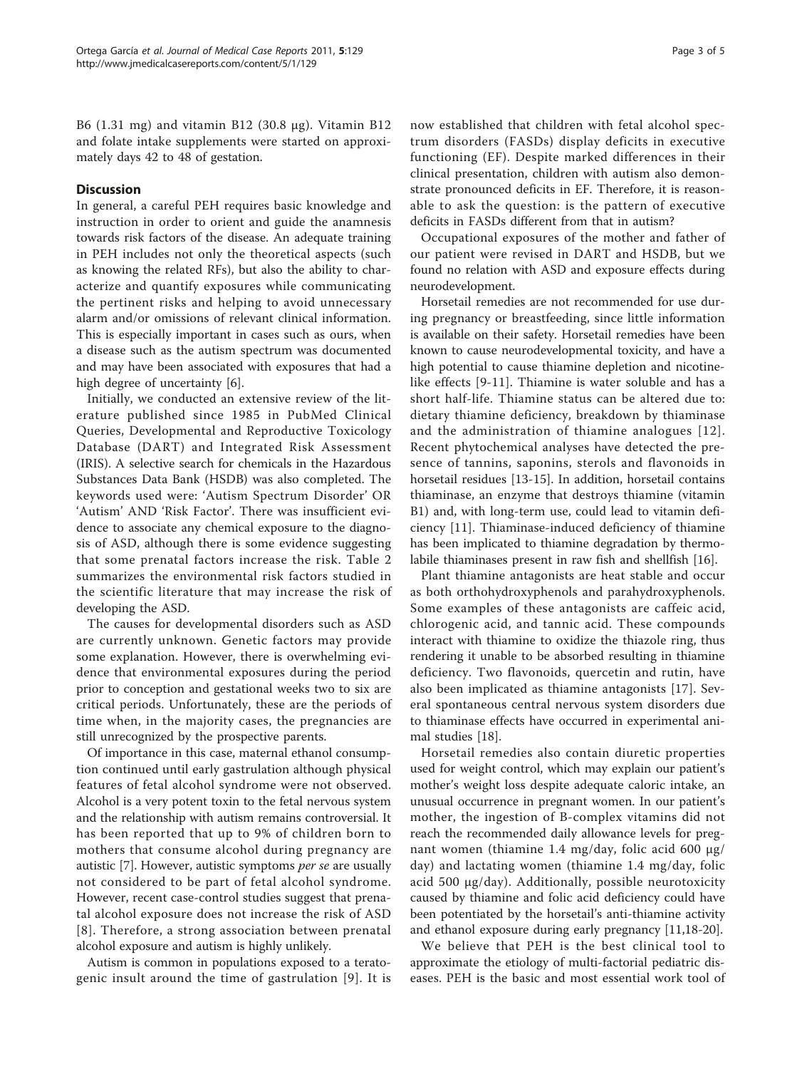B6 (1.31 mg) and vitamin B12 (30.8 μg). Vitamin B12 and folate intake supplements were started on approximately days 42 to 48 of gestation.

## Discussion

In general, a careful PEH requires basic knowledge and instruction in order to orient and guide the anamnesis towards risk factors of the disease. An adequate training in PEH includes not only the theoretical aspects (such as knowing the related RFs), but also the ability to characterize and quantify exposures while communicating the pertinent risks and helping to avoid unnecessary alarm and/or omissions of relevant clinical information. This is especially important in cases such as ours, when a disease such as the autism spectrum was documented and may have been associated with exposures that had a high degree of uncertainty [6].

Initially, we conducted an extensive review of the literature published since 1985 in PubMed Clinical Queries, Developmental and Reproductive Toxicology Database (DART) and Integrated Risk Assessment (IRIS). A selective search for chemicals in the Hazardous Substances Data Bank (HSDB) was also completed. The keywords used were: 'Autism Spectrum Disorder' OR 'Autism' AND 'Risk Factor'. There was insufficient evidence to associate any chemical exposure to the diagnosis of ASD, although there is some evidence suggesting that some prenatal factors increase the risk. Table 2 summarizes the environmental risk factors studied in the scientific literature that may increase the risk of developing the ASD.

The causes for developmental disorders such as ASD are currently unknown. Genetic factors may provide some explanation. However, there is overwhelming evidence that environmental exposures during the period prior to conception and gestational weeks two to six are critical periods. Unfortunately, these are the periods of time when, in the majority cases, the pregnancies are still unrecognized by the prospective parents.

Of importance in this case, maternal ethanol consumption continued until early gastrulation although physical features of fetal alcohol syndrome were not observed. Alcohol is a very potent toxin to the fetal nervous system and the relationship with autism remains controversial. It has been reported that up to 9% of children born to mothers that consume alcohol during pregnancy are autistic [7]. However, autistic symptoms *per se* are usually not considered to be part of fetal alcohol syndrome. However, recent case-control studies suggest that prenatal alcohol exposure does not increase the risk of ASD [8]. Therefore, a strong association between prenatal alcohol exposure and autism is highly unlikely.

Autism is common in populations exposed to a teratogenic insult around the time of gastrulation [9]. It is now established that children with fetal alcohol spectrum disorders (FASDs) display deficits in executive functioning (EF). Despite marked differences in their clinical presentation, children with autism also demonstrate pronounced deficits in EF. Therefore, it is reasonable to ask the question: is the pattern of executive deficits in FASDs different from that in autism?

Occupational exposures of the mother and father of our patient were revised in DART and HSDB, but we found no relation with ASD and exposure effects during neurodevelopment.

Horsetail remedies are not recommended for use during pregnancy or breastfeeding, since little information is available on their safety. Horsetail remedies have been known to cause neurodevelopmental toxicity, and have a high potential to cause thiamine depletion and nicotine-like effects [9-11]. Thiamine is water soluble and has a short half-life. Thiamine status can be altered due to: dietary thiamine deficiency, breakdown by thiaminase and the administration of thiamine analogues [12]. Recent phytochemical analyses have detected the presence of tannins, saponins, sterols and flavonoids in horsetail residues [13-15]. In addition, horsetail contains thiaminase, an enzyme that destroys thiamine (vitamin B1) and, with long-term use, could lead to vitamin deficiency [11]. Thiaminase-induced deficiency of thiamine has been implicated to thiamine degradation by thermolabile thiaminases present in raw fish and shellfish [16].

Plant thiamine antagonists are heat stable and occur as both orthohydroxyphenols and parahydroxyphenols. Some examples of these antagonists are caffeic acid, chlorogenic acid, and tannic acid. These compounds interact with thiamine to oxidize the thiazole ring, thus rendering it unable to be absorbed resulting in thiamine deficiency. Two flavonoids, quercetin and rutin, have also been implicated as thiamine antagonists [17]. Several spontaneous central nervous system disorders due to thiaminase effects have occurred in experimental animal studies [18].

Horsetail remedies also contain diuretic properties used for weight control, which may explain our patient's mother's weight loss despite adequate caloric intake, an unusual occurrence in pregnant women. In our patient's mother, the ingestion of B-complex vitamins did not reach the recommended daily allowance levels for pregnant women (thiamine 1.4 mg/day, folic acid 600 μg/day) and lactating women (thiamine 1.4 mg/day, folic acid 500 μg/day). Additionally, possible neurotoxicity caused by thiamine and folic acid deficiency could have been potentiated by the horsetail's anti-thiamine activity and ethanol exposure during early pregnancy [11,18-20].

We believe that PEH is the best clinical tool to approximate the etiology of multi-factorial pediatric diseases. PEH is the basic and most essential work tool of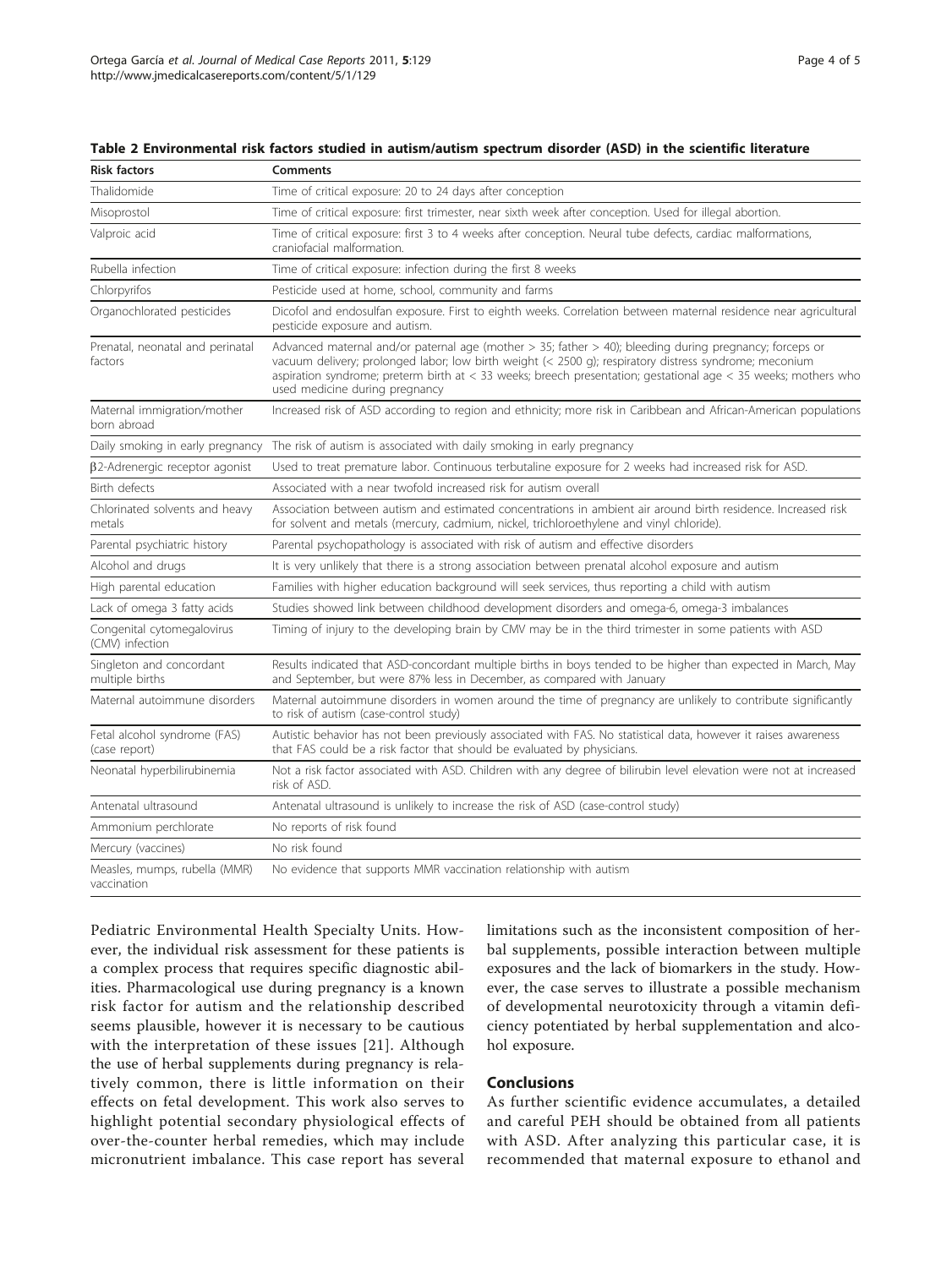**Table 2 Environmental risk factors studied in autism/autism spectrum disorder (ASD) in the scientific literature**

| Risk factors | Comments |
| --- | --- |
| Thalidomide | Time of critical exposure: 20 to 24 days after conception |
| Misoprostol | Time of critical exposure: first trimester, near sixth week after conception. Used for illegal abortion. |
| Valproic acid | Time of critical exposure: first 3 to 4 weeks after conception. Neural tube defects, cardiac malformations, craniofacial malformation. |
| Rubella infection | Time of critical exposure: infection during the first 8 weeks |
| Chlorpyrifos | Pesticide used at home, school, community and farms |
| Organochlorated pesticides | Dicofol and endosulfan exposure. First to eighth weeks. Correlation between maternal residence near agricultural pesticide exposure and autism. |
| Prenatal, neonatal and perinatal factors | Advanced maternal and/or paternal age (mother > 35; father > 40); bleeding during pregnancy; forceps or vacuum delivery; prolonged labor; low birth weight (< 2500 g); respiratory distress syndrome; meconium aspiration syndrome; preterm birth at < 33 weeks; breech presentation; gestational age < 35 weeks; mothers who used medicine during pregnancy |
| Maternal immigration/mother born abroad | Increased risk of ASD according to region and ethnicity; more risk in Caribbean and African-American populations |
| Daily smoking in early pregnancy | The risk of autism is associated with daily smoking in early pregnancy |
| β2-Adrenergic receptor agonist | Used to treat premature labor. Continuous terbutaline exposure for 2 weeks had increased risk for ASD. |
| Birth defects | Associated with a near twofold increased risk for autism overall |
| Chlorinated solvents and heavy metals | Association between autism and estimated concentrations in ambient air around birth residence. Increased risk for solvent and metals (mercury, cadmium, nickel, trichloroethylene and vinyl chloride). |
| Parental psychiatric history | Parental psychopathology is associated with risk of autism and effective disorders |
| Alcohol and drugs | It is very unlikely that there is a strong association between prenatal alcohol exposure and autism |
| High parental education | Families with higher education background will seek services, thus reporting a child with autism |
| Lack of omega 3 fatty acids | Studies showed link between childhood development disorders and omega-6, omega-3 imbalances |
| Congenital cytomegalovirus (CMV) infection | Timing of injury to the developing brain by CMV may be in the third trimester in some patients with ASD |
| Singleton and concordant multiple births | Results indicated that ASD-concordant multiple births in boys tended to be higher than expected in March, May and September, but were 87% less in December, as compared with January |
| Maternal autoimmune disorders | Maternal autoimmune disorders in women around the time of pregnancy are unlikely to contribute significantly to risk of autism (case-control study) |
| Fetal alcohol syndrome (FAS) (case report) | Autistic behavior has not been previously associated with FAS. No statistical data, however it raises awareness that FAS could be a risk factor that should be evaluated by physicians. |
| Neonatal hyperbilirubinemia | Not a risk factor associated with ASD. Children with any degree of bilirubin level elevation were not at increased risk of ASD. |
| Antenatal ultrasound | Antenatal ultrasound is unlikely to increase the risk of ASD (case-control study) |
| Ammonium perchlorate | No reports of risk found |
| Mercury (vaccines) | No risk found |
| Measles, mumps, rubella (MMR) vaccination | No evidence that supports MMR vaccination relationship with autism |

Pediatric Environmental Health Specialty Units. However, the individual risk assessment for these patients is a complex process that requires specific diagnostic abilities. Pharmacological use during pregnancy is a known risk factor for autism and the relationship described seems plausible, however it is necessary to be cautious with the interpretation of these issues [21]. Although the use of herbal supplements during pregnancy is relatively common, there is little information on their effects on fetal development. This work also serves to highlight potential secondary physiological effects of over-the-counter herbal remedies, which may include micronutrient imbalance. This case report has several limitations such as the inconsistent composition of herbal supplements, possible interaction between multiple exposures and the lack of biomarkers in the study. However, the case serves to illustrate a possible mechanism of developmental neurotoxicity through a vitamin deficiency potentiated by herbal supplementation and alcohol exposure.

## Conclusions

As further scientific evidence accumulates, a detailed and careful PEH should be obtained from all patients with ASD. After analyzing this particular case, it is recommended that maternal exposure to ethanol and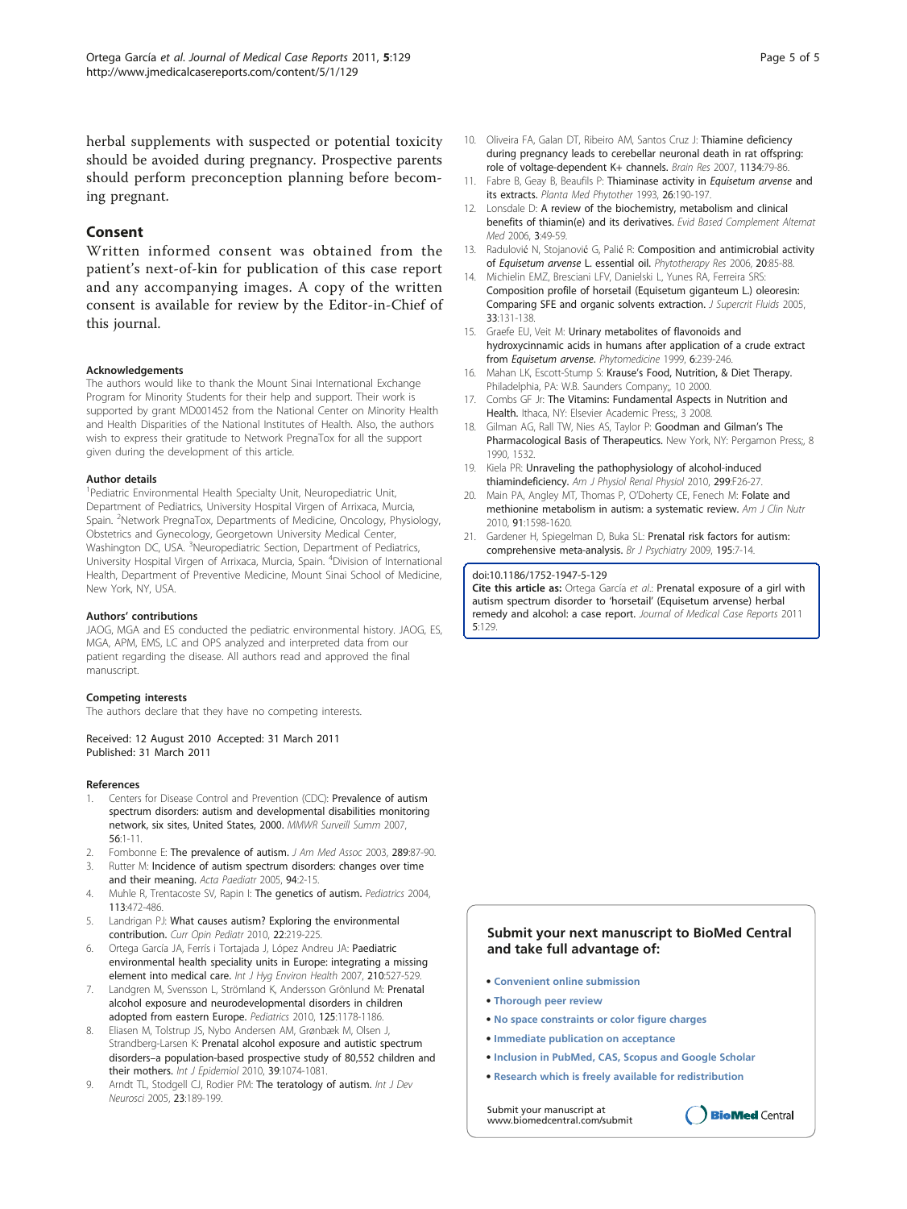herbal supplements with suspected or potential toxicity should be avoided during pregnancy. Prospective parents should perform preconception planning before becoming pregnant.

## Consent

Written informed consent was obtained from the patient's next-of-kin for publication of this case report and any accompanying images. A copy of the written consent is available for review by the Editor-in-Chief of this journal.

#### Acknowledgements

The authors would like to thank the Mount Sinai International Exchange Program for Minority Students for their help and support. Their work is supported by grant MD001452 from the National Center on Minority Health and Health Disparities of the National Institutes of Health. Also, the authors wish to express their gratitude to Network PregnaTox for all the support given during the development of this article.

#### Author details

[1]Pediatric Environmental Health Specialty Unit, Neuropediatric Unit, Department of Pediatrics, University Hospital Virgen of Arrixaca, Murcia, Spain. [2]Network PregnaTox, Departments of Medicine, Oncology, Physiology, Obstetrics and Gynecology, Georgetown University Medical Center, Washington DC, USA. [3]Neuropediatric Section, Department of Pediatrics, University Hospital Virgen of Arrixaca, Murcia, Spain. [4]Division of International Health, Department of Preventive Medicine, Mount Sinai School of Medicine, New York, NY, USA.

#### Authors' contributions

JAOG, MGA and ES conducted the pediatric environmental history. JAOG, ES, MGA, APM, EMS, LC and OPS analyzed and interpreted data from our patient regarding the disease. All authors read and approved the final manuscript.

#### Competing interests

The authors declare that they have no competing interests.

Received: 12 August 2010 Accepted: 31 March 2011
Published: 31 March 2011

#### References

1. Centers for Disease Control and Prevention (CDC): **Prevalence of autism spectrum disorders: autism and developmental disabilities monitoring network, six sites, United States, 2000.** *MMWR Surveill Summ* 2007, **56**:1-11.
2. Fombonne E: **The prevalence of autism.** *J Am Med Assoc* 2003, **289**:87-90.
3. Rutter M: **Incidence of autism spectrum disorders: changes over time and their meaning.** *Acta Paediatr* 2005, **94**:2-15.
4. Muhle R, Trentacoste SV, Rapin I: **The genetics of autism.** *Pediatrics* 2004, **113**:472-486.
5. Landrigan PJ: **What causes autism? Exploring the environmental contribution.** *Curr Opin Pediatr* 2010, **22**:219-225.
6. Ortega García JA, Ferrís i Tortajada J, López Andreu JA: **Paediatric environmental health speciality units in Europe: integrating a missing element into medical care.** *Int J Hyg Environ Health* 2007, **210**:527-529.
7. Landgren M, Svensson L, Strömland K, Andersson Grönlund M: **Prenatal alcohol exposure and neurodevelopmental disorders in children adopted from eastern Europe.** *Pediatrics* 2010, **125**:1178-1186.
8. Eliasen M, Tolstrup JS, Nybo Andersen AM, Grønbæk M, Olsen J, Strandberg-Larsen K: **Prenatal alcohol exposure and autistic spectrum disorders–a population-based prospective study of 80,552 children and their mothers.** *Int J Epidemiol* 2010, **39**:1074-1081.
9. Arndt TL, Stodgell CJ, Rodier PM: **The teratology of autism.** *Int J Dev Neurosci* 2005, **23**:189-199.
10. Oliveira FA, Galan DT, Ribeiro AM, Santos Cruz J: **Thiamine deficiency during pregnancy leads to cerebellar neuronal death in rat offspring: role of voltage-dependent K+ channels.** *Brain Res* 2007, **1134**:79-86.
11. Fabre B, Geay B, Beaufils P: **Thiaminase activity in *Equisetum arvense* and its extracts.** *Planta Med Phytother* 1993, **26**:190-197.
12. Lonsdale D: **A review of the biochemistry, metabolism and clinical benefits of thiamin(e) and its derivatives.** *Evid Based Complement Alternat Med* 2006, **3**:49-59.
13. Radulović N, Stojanović G, Palić R: **Composition and antimicrobial activity of *Equisetum arvense* L. essential oil.** *Phytotherapy Res* 2006, **20**:85-88.
14. Michielin EMZ, Bresciani LFV, Danielski L, Yunes RA, Ferreira SRS: **Composition profile of horsetail (Equisetum giganteum L.) oleoresin: Comparing SFE and organic solvents extraction.** *J Supercrit Fluids* 2005, **33**:131-138.
15. Graefe EU, Veit M: **Urinary metabolites of flavonoids and hydroxycinnamic acids in humans after application of a crude extract from *Equisetum arvense*.** *Phytomedicine* 1999, **6**:239-246.
16. Mahan LK, Escott-Stump S: **Krause's Food, Nutrition, & Diet Therapy.** Philadelphia, PA: W.B. Saunders Company;, 10 2000.
17. Combs GF Jr: **The Vitamins: Fundamental Aspects in Nutrition and Health.** Ithaca, NY: Elsevier Academic Press;, 3 2008.
18. Gilman AG, Rall TW, Nies AS, Taylor P: **Goodman and Gilman's The Pharmacological Basis of Therapeutics.** New York, NY: Pergamon Press;, 8 1990, 1532.
19. Kiela PR: **Unraveling the pathophysiology of alcohol-induced thiamindeficiency.** *Am J Physiol Renal Physiol* 2010, **299**:F26-27.
20. Main PA, Angley MT, Thomas P, O'Doherty CE, Fenech M: **Folate and methionine metabolism in autism: a systematic review.** *Am J Clin Nutr* 2010, **91**:1598-1620.
21. Gardener H, Spiegelman D, Buka SL: **Prenatal risk factors for autism: comprehensive meta-analysis.** *Br J Psychiatry* 2009, **195**:7-14.

doi:10.1186/1752-1947-5-129

**Cite this article as:** Ortega García *et al.*: Prenatal exposure of a girl with autism spectrum disorder to 'horsetail' (Equisetum arvense) herbal remedy and alcohol: a case report. *Journal of Medical Case Reports* 2011 **5**:129.

### Submit your next manuscript to BioMed Central and take full advantage of:

- **Convenient online submission**
- **Thorough peer review**
- **No space constraints or color figure charges**
- **Immediate publication on acceptance**
- **Inclusion in PubMed, CAS, Scopus and Google Scholar**
- **Research which is freely available for redistribution**

Submit your manuscript at www.biomedcentral.com/submit

BioMed Central